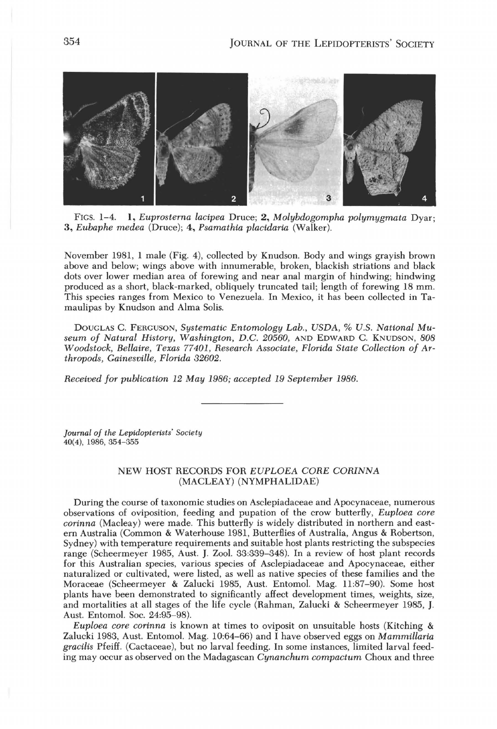FIGS. 1–4. **1,** *Euprosterna lacipea* Druce; **2,** *Molybdogompha polymygmata* Dyar; **3,** *Eubaphe medea* (Druce); **4,** *Psamathia placidaria* (Walker).

November 1981, 1 male (Fig. 4), collected by Knudson. Body and wings grayish brown above and below; wings above with innumerable, broken, blackish striations and black dots over lower median area of forewing and near anal margin of hindwing; hindwing produced as a short, black-marked, obliquely truncated tail; length of forewing 18 mm. This species ranges from Mexico to Venezuela. In Mexico, it has been collected in Tamaulipas by Knudson and Alma Solis.

DOUGLAS C. FERGUSON, *Systematic Entomology Lab., USDA, % U.S. National Museum of Natural History, Washington, D.C. 20560,* AND EDWARD C. KNUDSON, *808 Woodstock, Bellaire, Texas 77401, Research Associate, Florida State Collection of Arthropods, Gainesville, Florida 32602.*

*Received for publication 12 May 1986; accepted 19 September 1986.*

---

*Journal of the Lepidopterists' Society*
40(4), 1986, 354–355

## NEW HOST RECORDS FOR *EUPLOEA CORE CORINNA* (MACLEAY) (NYMPHALIDAE)

During the course of taxonomic studies on Asclepiadaceae and Apocynaceae, numerous observations of oviposition, feeding and pupation of the crow butterfly, *Euploea core corinna* (Macleay) were made. This butterfly is widely distributed in northern and eastern Australia (Common & Waterhouse 1981, Butterflies of Australia, Angus & Robertson, Sydney) with temperature requirements and suitable host plants restricting the subspecies range (Scheermeyer 1985, Aust. J. Zool. 33:339–348). In a review of host plant records for this Australian species, various species of Asclepiadaceae and Apocynaceae, either naturalized or cultivated, were listed, as well as native species of these families and the Moraceae (Scheermeyer & Zalucki 1985, Aust. Entomol. Mag. 11:87–90). Some host plants have been demonstrated to significantly affect development times, weights, size, and mortalities at all stages of the life cycle (Rahman, Zalucki & Scheermeyer 1985, J. Aust. Entomol. Soc. 24:95–98).

*Euploea core corinna* is known at times to oviposit on unsuitable hosts (Kitching & Zalucki 1983, Aust. Entomol. Mag. 10:64–66) and I have observed eggs on *Mammillaria gracilis* Pfeiff. (Cactaceae), but no larval feeding. In some instances, limited larval feeding may occur as observed on the Madagascan *Cynanchum compactum* Choux and three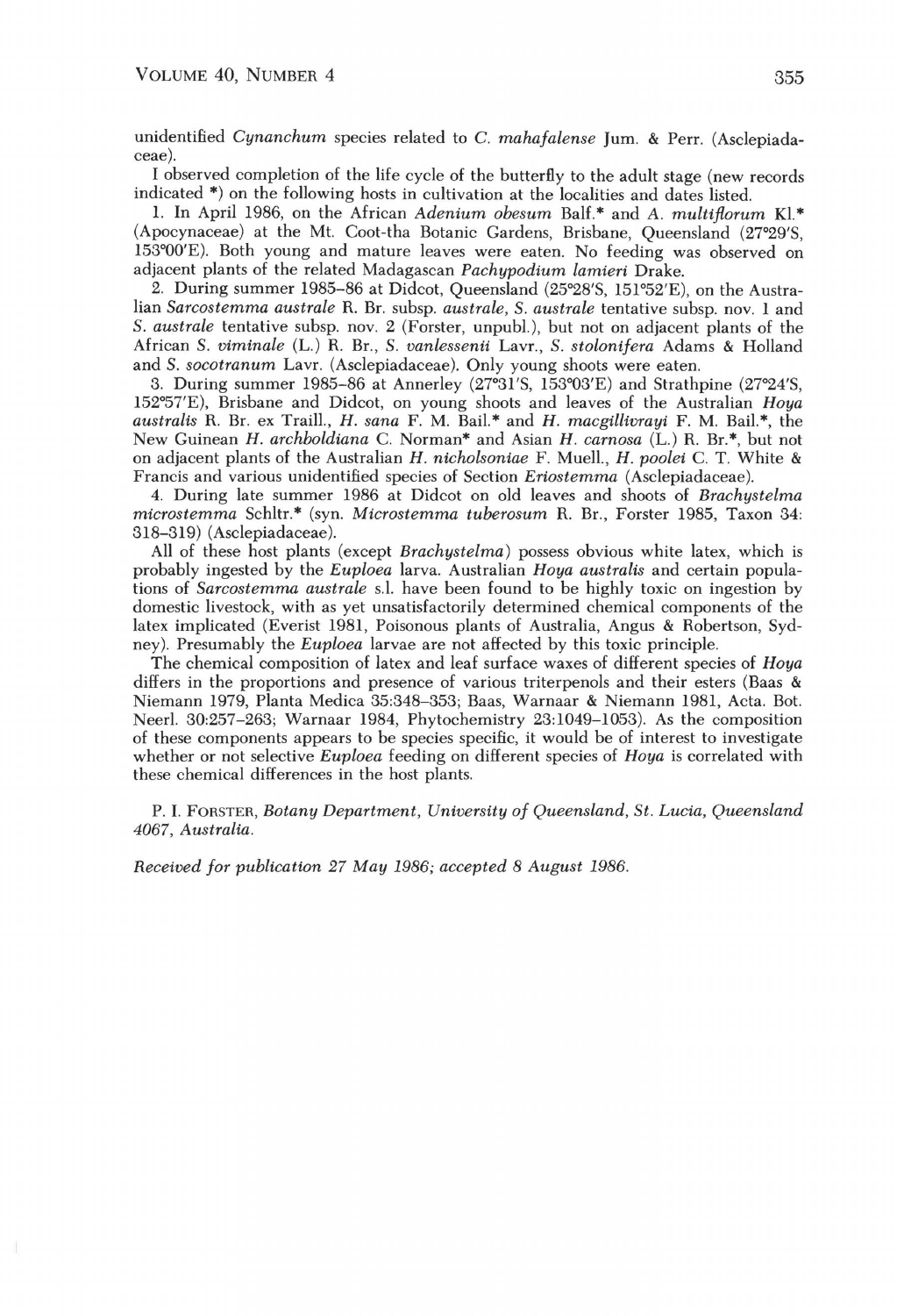unidentified *Cynanchum* species related to *C. mahafalense* Jum. & Perr. (Asclepiadaceae).

I observed completion of the life cycle of the butterfly to the adult stage (new records indicated *) on the following hosts in cultivation at the localities and dates listed.

1. In April 1986, on the African *Adenium obesum* Balf.* and *A. multiflorum* Kl.* (Apocynaceae) at the Mt. Coot-tha Botanic Gardens, Brisbane, Queensland (27°29'S, 153°00'E). Both young and mature leaves were eaten. No feeding was observed on adjacent plants of the related Madagascan *Pachypodium lamieri* Drake.

2. During summer 1985–86 at Didcot, Queensland (25°28'S, 151°52'E), on the Australian *Sarcostemma australe* R. Br. subsp. *australe*, *S. australe* tentative subsp. nov. 1 and *S. australe* tentative subsp. nov. 2 (Forster, unpubl.), but not on adjacent plants of the African *S. viminale* (L.) R. Br., *S. vanlessenii* Lavr., *S. stolonifera* Adams & Holland and *S. socotranum* Lavr. (Asclepiadaceae). Only young shoots were eaten.

3. During summer 1985–86 at Annerley (27°31'S, 153°03'E) and Strathpine (27°24'S, 152°57'E), Brisbane and Didcot, on young shoots and leaves of the Australian *Hoya australis* R. Br. ex Traill., *H. sana* F. M. Bail.* and *H. macgillivrayi* F. M. Bail.*, the New Guinean *H. archboldiana* C. Norman* and Asian *H. carnosa* (L.) R. Br.*, but not on adjacent plants of the Australian *H. nicholsoniae* F. Muell., *H. poolei* C. T. White & Francis and various unidentified species of Section *Eriostemma* (Asclepiadaceae).

4. During late summer 1986 at Didcot on old leaves and shoots of *Brachystelma microstemma* Schltr.* (syn. *Microstemma tuberosum* R. Br., Forster 1985, Taxon 34: 318–319) (Asclepiadaceae).

All of these host plants (except *Brachystelma*) possess obvious white latex, which is probably ingested by the *Euploea* larva. Australian *Hoya australis* and certain populations of *Sarcostemma australe* s.l. have been found to be highly toxic on ingestion by domestic livestock, with as yet unsatisfactorily determined chemical components of the latex implicated (Everist 1981, Poisonous plants of Australia, Angus & Robertson, Sydney). Presumably the *Euploea* larvae are not affected by this toxic principle.

The chemical composition of latex and leaf surface waxes of different species of *Hoya* differs in the proportions and presence of various triterpenols and their esters (Baas & Niemann 1979, Planta Medica 35:348–353; Baas, Warnaar & Niemann 1981, Acta. Bot. Neerl. 30:257–263; Warnaar 1984, Phytochemistry 23:1049–1053). As the composition of these components appears to be species specific, it would be of interest to investigate whether or not selective *Euploea* feeding on different species of *Hoya* is correlated with these chemical differences in the host plants.

P. I. Forster, *Botany Department, University of Queensland, St. Lucia, Queensland 4067, Australia.*

*Received for publication 27 May 1986; accepted 8 August 1986.*